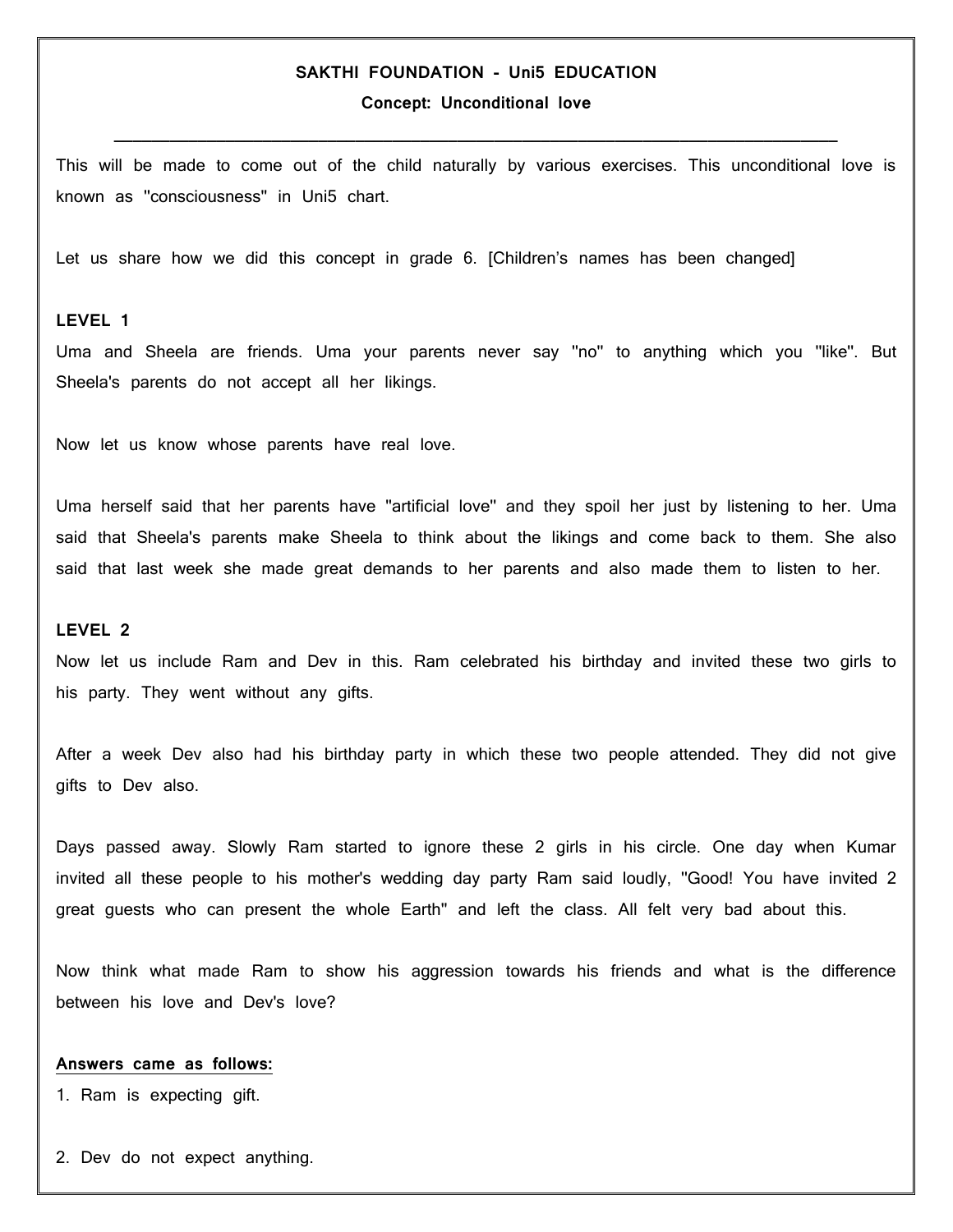# SAKTHI FOUNDATION - Uni5 EDUCATION

## Concept: Unconditional love

---

This will be made to come out of the child naturally by various exercises. This unconditional love is known as "consciousness" in Uni5 chart.

Let us share how we did this concept in grade 6. [Children's names has been changed]

### LEVEL 1

Uma and Sheela are friends. Uma your parents never say "no" to anything which you "like". But Sheela's parents do not accept all her likings.

Now let us know whose parents have real love.

Uma herself said that her parents have "artificial love" and they spoil her just by listening to her. Uma said that Sheela's parents make Sheela to think about the likings and come back to them. She also said that last week she made great demands to her parents and also made them to listen to her.

### LEVEL 2

Now let us include Ram and Dev in this. Ram celebrated his birthday and invited these two girls to his party. They went without any gifts.

After a week Dev also had his birthday party in which these two people attended. They did not give gifts to Dev also.

Days passed away. Slowly Ram started to ignore these 2 girls in his circle. One day when Kumar invited all these people to his mother's wedding day party Ram said loudly, "Good! You have invited 2 great guests who can present the whole Earth" and left the class. All felt very bad about this.

Now think what made Ram to show his aggression towards his friends and what is the difference between his love and Dev's love?

**Answers came as follows:**

1. Ram is expecting gift.

2. Dev do not expect anything.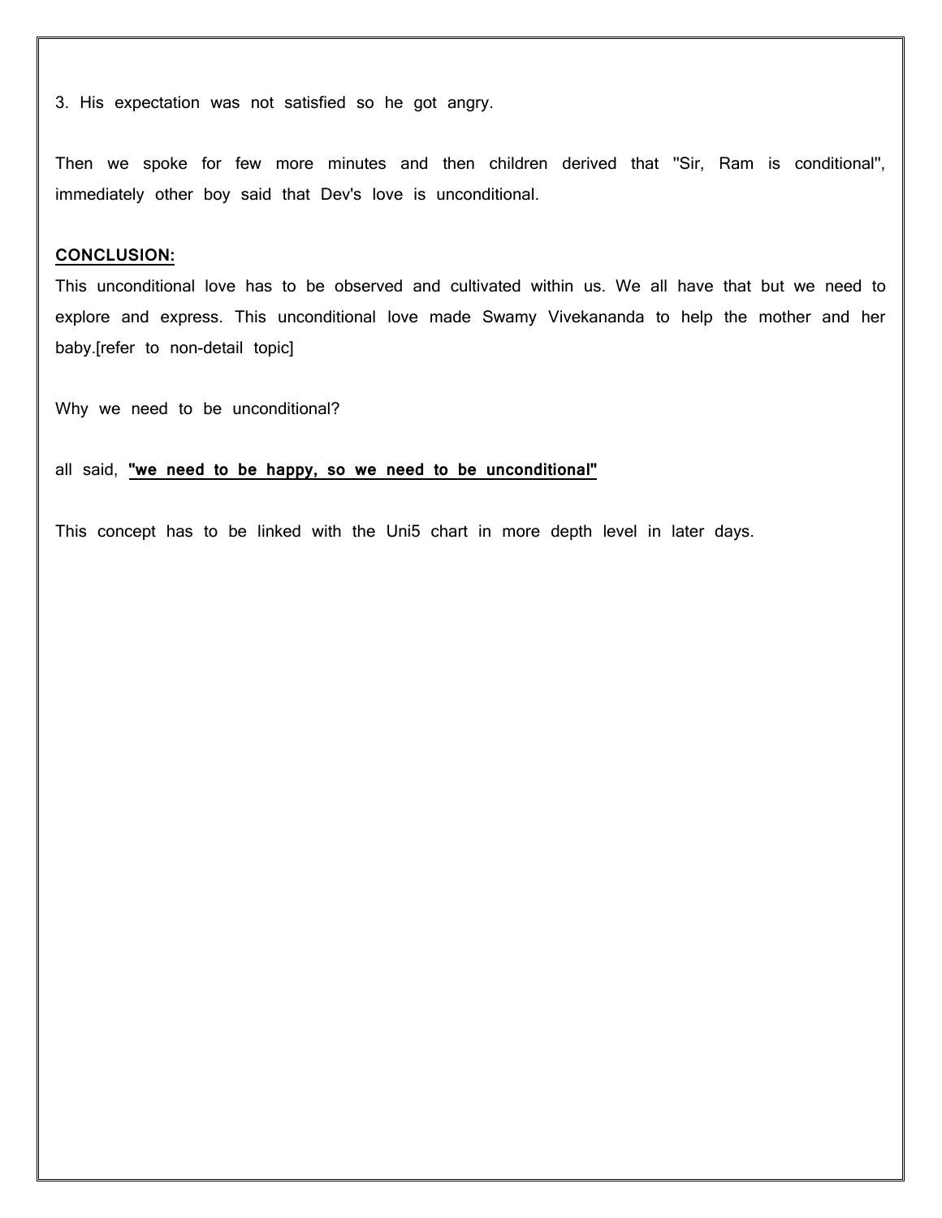3. His expectation was not satisfied so he got angry.

Then we spoke for few more minutes and then children derived that "Sir, Ram is conditional", immediately other boy said that Dev's love is unconditional.

**CONCLUSION:**

This unconditional love has to be observed and cultivated within us. We all have that but we need to explore and express. This unconditional love made Swamy Vivekananda to help the mother and her baby.[refer to non-detail topic]

Why we need to be unconditional?

all said, **"we need to be happy, so we need to be unconditional"**

This concept has to be linked with the Uni5 chart in more depth level in later days.